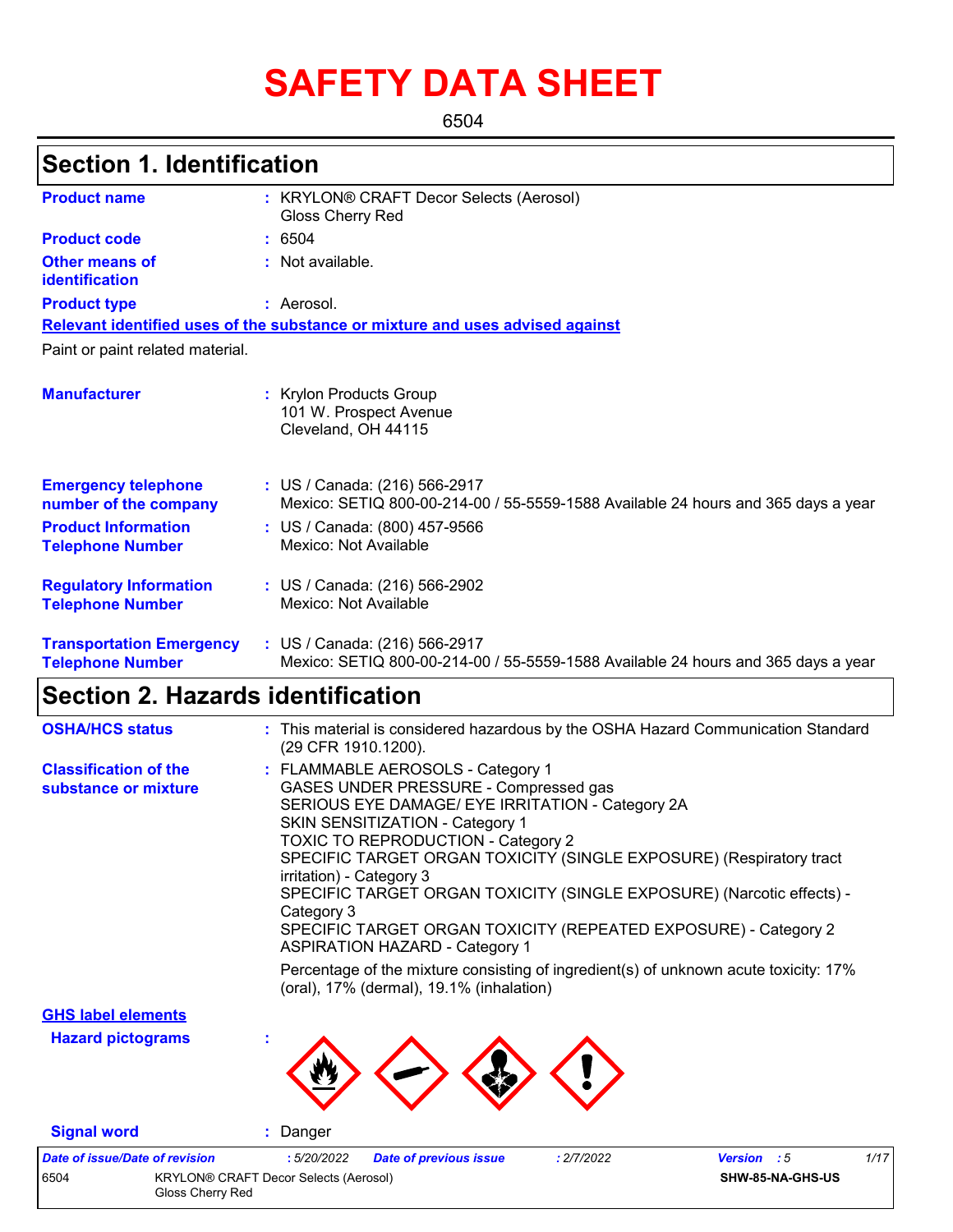# SAFETY DATA SHEET

6504

## Section 1. Identification

| | |
|---|---|
| **Product name** | : KRYLON® CRAFT Decor Selects (Aerosol) Gloss Cherry Red |
| **Product code** | : 6504 |
| **Other means of identification** | : Not available. |
| **Product type** | : Aerosol. |

**Relevant identified uses of the substance or mixture and uses advised against**

Paint or paint related material.

| | |
|---|---|
| **Manufacturer** | : Krylon Products Group<br>101 W. Prospect Avenue<br>Cleveland, OH 44115 |
| **Emergency telephone number of the company** | : US / Canada: (216) 566-2917<br>Mexico: SETIQ 800-00-214-00 / 55-5559-1588 Available 24 hours and 365 days a year |
| **Product Information Telephone Number** | : US / Canada: (800) 457-9566<br>Mexico: Not Available |
| **Regulatory Information Telephone Number** | : US / Canada: (216) 566-2902<br>Mexico: Not Available |
| **Transportation Emergency Telephone Number** | : US / Canada: (216) 566-2917<br>Mexico: SETIQ 800-00-214-00 / 55-5559-1588 Available 24 hours and 365 days a year |

## Section 2. Hazards identification

| | |
|---|---|
| **OSHA/HCS status** | : This material is considered hazardous by the OSHA Hazard Communication Standard (29 CFR 1910.1200). |
| **Classification of the substance or mixture** | : FLAMMABLE AEROSOLS - Category 1<br>GASES UNDER PRESSURE - Compressed gas<br>SERIOUS EYE DAMAGE/ EYE IRRITATION - Category 2A<br>SKIN SENSITIZATION - Category 1<br>TOXIC TO REPRODUCTION - Category 2<br>SPECIFIC TARGET ORGAN TOXICITY (SINGLE EXPOSURE) (Respiratory tract irritation) - Category 3<br>SPECIFIC TARGET ORGAN TOXICITY (SINGLE EXPOSURE) (Narcotic effects) - Category 3<br>SPECIFIC TARGET ORGAN TOXICITY (REPEATED EXPOSURE) - Category 2<br>ASPIRATION HAZARD - Category 1<br><br>Percentage of the mixture consisting of ingredient(s) of unknown acute toxicity: 17% (oral), 17% (dermal), 19.1% (inhalation) |

**GHS label elements**

**Hazard pictograms** :

**Signal word** : Danger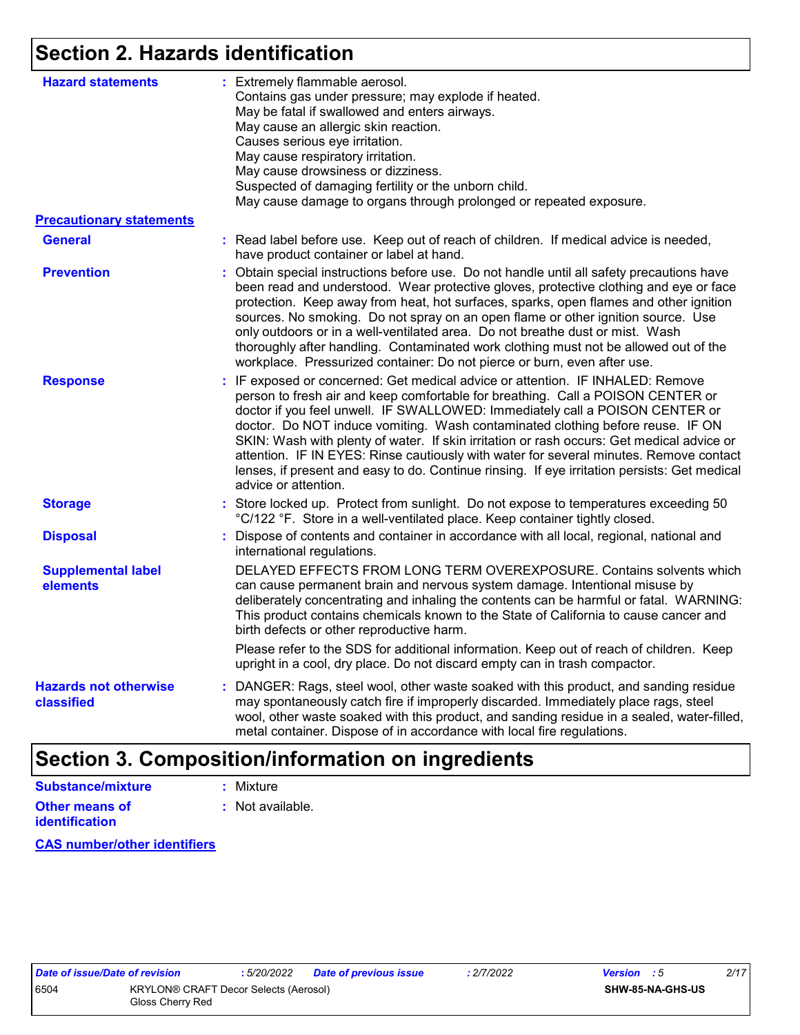## Section 2. Hazards identification

**Hazard statements** : Extremely flammable aerosol.
Contains gas under pressure; may explode if heated.
May be fatal if swallowed and enters airways.
May cause an allergic skin reaction.
Causes serious eye irritation.
May cause respiratory irritation.
May cause drowsiness or dizziness.
Suspected of damaging fertility or the unborn child.
May cause damage to organs through prolonged or repeated exposure.

**Precautionary statements**

**General** : Read label before use. Keep out of reach of children. If medical advice is needed, have product container or label at hand.

**Prevention** : Obtain special instructions before use. Do not handle until all safety precautions have been read and understood. Wear protective gloves, protective clothing and eye or face protection. Keep away from heat, hot surfaces, sparks, open flames and other ignition sources. No smoking. Do not spray on an open flame or other ignition source. Use only outdoors or in a well-ventilated area. Do not breathe dust or mist. Wash thoroughly after handling. Contaminated work clothing must not be allowed out of the workplace. Pressurized container: Do not pierce or burn, even after use.

**Response** : IF exposed or concerned: Get medical advice or attention. IF INHALED: Remove person to fresh air and keep comfortable for breathing. Call a POISON CENTER or doctor if you feel unwell. IF SWALLOWED: Immediately call a POISON CENTER or doctor. Do NOT induce vomiting. Wash contaminated clothing before reuse. IF ON SKIN: Wash with plenty of water. If skin irritation or rash occurs: Get medical advice or attention. IF IN EYES: Rinse cautiously with water for several minutes. Remove contact lenses, if present and easy to do. Continue rinsing. If eye irritation persists: Get medical advice or attention.

**Storage** : Store locked up. Protect from sunlight. Do not expose to temperatures exceeding 50 °C/122 °F. Store in a well-ventilated place. Keep container tightly closed.

**Disposal** : Dispose of contents and container in accordance with all local, regional, national and international regulations.

**Supplemental label elements** DELAYED EFFECTS FROM LONG TERM OVEREXPOSURE. Contains solvents which can cause permanent brain and nervous system damage. Intentional misuse by deliberately concentrating and inhaling the contents can be harmful or fatal. WARNING: This product contains chemicals known to the State of California to cause cancer and birth defects or other reproductive harm.

Please refer to the SDS for additional information. Keep out of reach of children. Keep upright in a cool, dry place. Do not discard empty can in trash compactor.

**Hazards not otherwise classified** : DANGER: Rags, steel wool, other waste soaked with this product, and sanding residue may spontaneously catch fire if improperly discarded. Immediately place rags, steel wool, other waste soaked with this product, and sanding residue in a sealed, water-filled, metal container. Dispose of in accordance with local fire regulations.

## Section 3. Composition/information on ingredients

**Substance/mixture** : Mixture

**Other means of identification** : Not available.

**CAS number/other identifiers**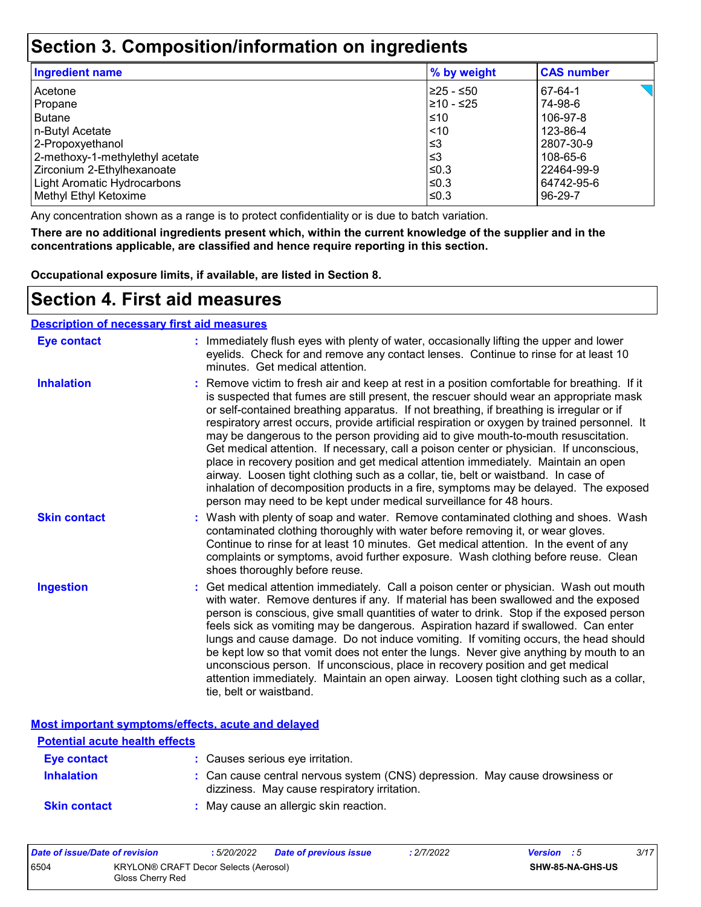# Section 3. Composition/information on ingredients

| Ingredient name | % by weight | CAS number |
|---|---|---|
| Acetone | ≥25 - ≤50 | 67-64-1 |
| Propane | ≥10 - ≤25 | 74-98-6 |
| Butane | ≤10 | 106-97-8 |
| n-Butyl Acetate | <10 | 123-86-4 |
| 2-Propoxyethanol | ≤3 | 2807-30-9 |
| 2-methoxy-1-methylethyl acetate | ≤3 | 108-65-6 |
| Zirconium 2-Ethylhexanoate | ≤0.3 | 22464-99-9 |
| Light Aromatic Hydrocarbons | ≤0.3 | 64742-95-6 |
| Methyl Ethyl Ketoxime | ≤0.3 | 96-29-7 |

Any concentration shown as a range is to protect confidentiality or is due to batch variation.

**There are no additional ingredients present which, within the current knowledge of the supplier and in the concentrations applicable, are classified and hence require reporting in this section.**

**Occupational exposure limits, if available, are listed in Section 8.**

# Section 4. First aid measures

## Description of necessary first aid measures

**Eye contact** : Immediately flush eyes with plenty of water, occasionally lifting the upper and lower eyelids. Check for and remove any contact lenses. Continue to rinse for at least 10 minutes. Get medical attention.

**Inhalation** : Remove victim to fresh air and keep at rest in a position comfortable for breathing. If it is suspected that fumes are still present, the rescuer should wear an appropriate mask or self-contained breathing apparatus. If not breathing, if breathing is irregular or if respiratory arrest occurs, provide artificial respiration or oxygen by trained personnel. It may be dangerous to the person providing aid to give mouth-to-mouth resuscitation. Get medical attention. If necessary, call a poison center or physician. If unconscious, place in recovery position and get medical attention immediately. Maintain an open airway. Loosen tight clothing such as a collar, tie, belt or waistband. In case of inhalation of decomposition products in a fire, symptoms may be delayed. The exposed person may need to be kept under medical surveillance for 48 hours.

**Skin contact** : Wash with plenty of soap and water. Remove contaminated clothing and shoes. Wash contaminated clothing thoroughly with water before removing it, or wear gloves. Continue to rinse for at least 10 minutes. Get medical attention. In the event of any complaints or symptoms, avoid further exposure. Wash clothing before reuse. Clean shoes thoroughly before reuse.

**Ingestion** : Get medical attention immediately. Call a poison center or physician. Wash out mouth with water. Remove dentures if any. If material has been swallowed and the exposed person is conscious, give small quantities of water to drink. Stop if the exposed person feels sick as vomiting may be dangerous. Aspiration hazard if swallowed. Can enter lungs and cause damage. Do not induce vomiting. If vomiting occurs, the head should be kept low so that vomit does not enter the lungs. Never give anything by mouth to an unconscious person. If unconscious, place in recovery position and get medical attention immediately. Maintain an open airway. Loosen tight clothing such as a collar, tie, belt or waistband.

## Most important symptoms/effects, acute and delayed

### Potential acute health effects

**Eye contact** : Causes serious eye irritation.

**Inhalation** : Can cause central nervous system (CNS) depression. May cause drowsiness or dizziness. May cause respiratory irritation.

**Skin contact** : May cause an allergic skin reaction.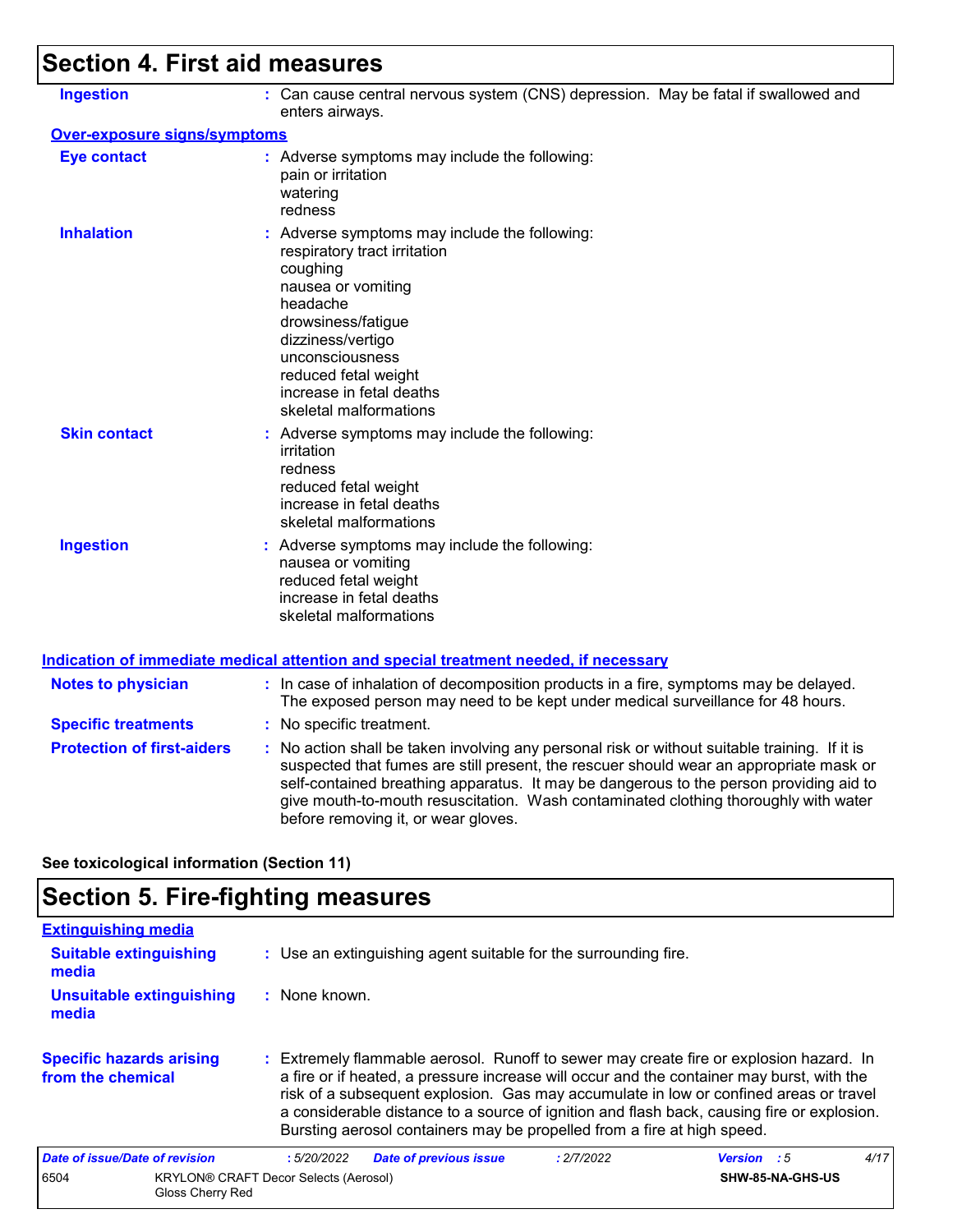## Section 4. First aid measures

| | |
|---|---|
| **Ingestion** | : Can cause central nervous system (CNS) depression. May be fatal if swallowed and enters airways. |

**Over-exposure signs/symptoms**

| | |
|---|---|
| **Eye contact** | : Adverse symptoms may include the following:<br>pain or irritation<br>watering<br>redness |
| **Inhalation** | : Adverse symptoms may include the following:<br>respiratory tract irritation<br>coughing<br>nausea or vomiting<br>headache<br>drowsiness/fatigue<br>dizziness/vertigo<br>unconsciousness<br>reduced fetal weight<br>increase in fetal deaths<br>skeletal malformations |
| **Skin contact** | : Adverse symptoms may include the following:<br>irritation<br>redness<br>reduced fetal weight<br>increase in fetal deaths<br>skeletal malformations |
| **Ingestion** | : Adverse symptoms may include the following:<br>nausea or vomiting<br>reduced fetal weight<br>increase in fetal deaths<br>skeletal malformations |

**Indication of immediate medical attention and special treatment needed, if necessary**

| | |
|---|---|
| **Notes to physician** | : In case of inhalation of decomposition products in a fire, symptoms may be delayed. The exposed person may need to be kept under medical surveillance for 48 hours. |
| **Specific treatments** | : No specific treatment. |
| **Protection of first-aiders** | : No action shall be taken involving any personal risk or without suitable training. If it is suspected that fumes are still present, the rescuer should wear an appropriate mask or self-contained breathing apparatus. It may be dangerous to the person providing aid to give mouth-to-mouth resuscitation. Wash contaminated clothing thoroughly with water before removing it, or wear gloves. |

**See toxicological information (Section 11)**

## Section 5. Fire-fighting measures

**Extinguishing media**

| | |
|---|---|
| **Suitable extinguishing media** | : Use an extinguishing agent suitable for the surrounding fire. |
| **Unsuitable extinguishing media** | : None known. |
| **Specific hazards arising from the chemical** | : Extremely flammable aerosol. Runoff to sewer may create fire or explosion hazard. In a fire or if heated, a pressure increase will occur and the container may burst, with the risk of a subsequent explosion. Gas may accumulate in low or confined areas or travel a considerable distance to a source of ignition and flash back, causing fire or explosion. Bursting aerosol containers may be propelled from a fire at high speed. |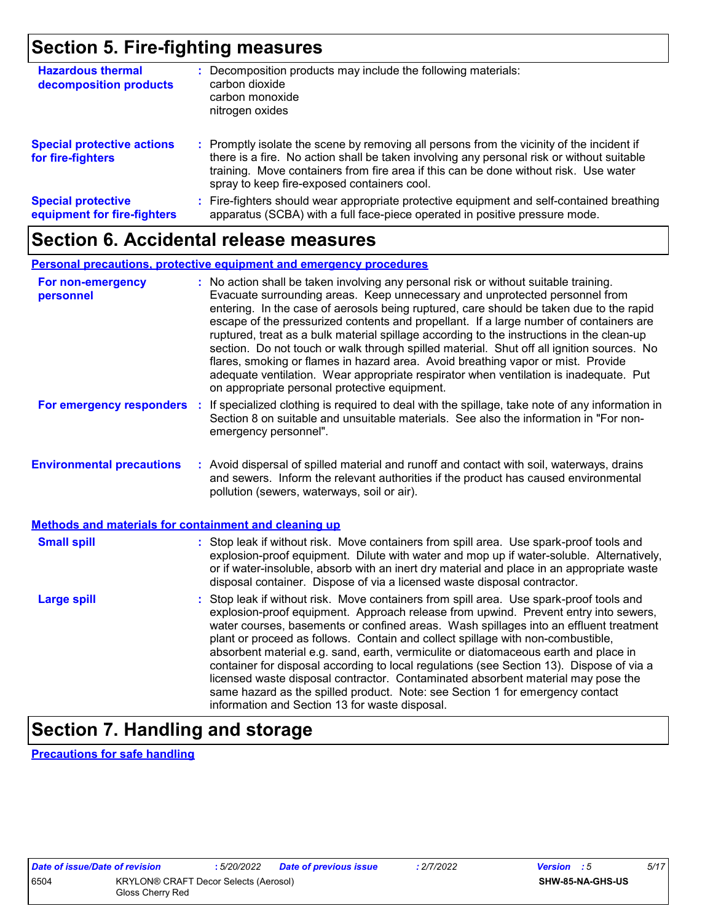# Section 5. Fire-fighting measures

**Hazardous thermal decomposition products** : Decomposition products may include the following materials:
carbon dioxide
carbon monoxide
nitrogen oxides

**Special protective actions for fire-fighters** : Promptly isolate the scene by removing all persons from the vicinity of the incident if there is a fire. No action shall be taken involving any personal risk or without suitable training. Move containers from fire area if this can be done without risk. Use water spray to keep fire-exposed containers cool.

**Special protective equipment for fire-fighters** : Fire-fighters should wear appropriate protective equipment and self-contained breathing apparatus (SCBA) with a full face-piece operated in positive pressure mode.

# Section 6. Accidental release measures

## Personal precautions, protective equipment and emergency procedures

**For non-emergency personnel** : No action shall be taken involving any personal risk or without suitable training. Evacuate surrounding areas. Keep unnecessary and unprotected personnel from entering. In the case of aerosols being ruptured, care should be taken due to the rapid escape of the pressurized contents and propellant. If a large number of containers are ruptured, treat as a bulk material spillage according to the instructions in the clean-up section. Do not touch or walk through spilled material. Shut off all ignition sources. No flares, smoking or flames in hazard area. Avoid breathing vapor or mist. Provide adequate ventilation. Wear appropriate respirator when ventilation is inadequate. Put on appropriate personal protective equipment.

**For emergency responders** : If specialized clothing is required to deal with the spillage, take note of any information in Section 8 on suitable and unsuitable materials. See also the information in "For non-emergency personnel".

**Environmental precautions** : Avoid dispersal of spilled material and runoff and contact with soil, waterways, drains and sewers. Inform the relevant authorities if the product has caused environmental pollution (sewers, waterways, soil or air).

## Methods and materials for containment and cleaning up

**Small spill** : Stop leak if without risk. Move containers from spill area. Use spark-proof tools and explosion-proof equipment. Dilute with water and mop up if water-soluble. Alternatively, or if water-insoluble, absorb with an inert dry material and place in an appropriate waste disposal container. Dispose of via a licensed waste disposal contractor.

**Large spill** : Stop leak if without risk. Move containers from spill area. Use spark-proof tools and explosion-proof equipment. Approach release from upwind. Prevent entry into sewers, water courses, basements or confined areas. Wash spillages into an effluent treatment plant or proceed as follows. Contain and collect spillage with non-combustible, absorbent material e.g. sand, earth, vermiculite or diatomaceous earth and place in container for disposal according to local regulations (see Section 13). Dispose of via a licensed waste disposal contractor. Contaminated absorbent material may pose the same hazard as the spilled product. Note: see Section 1 for emergency contact information and Section 13 for waste disposal.

# Section 7. Handling and storage

## Precautions for safe handling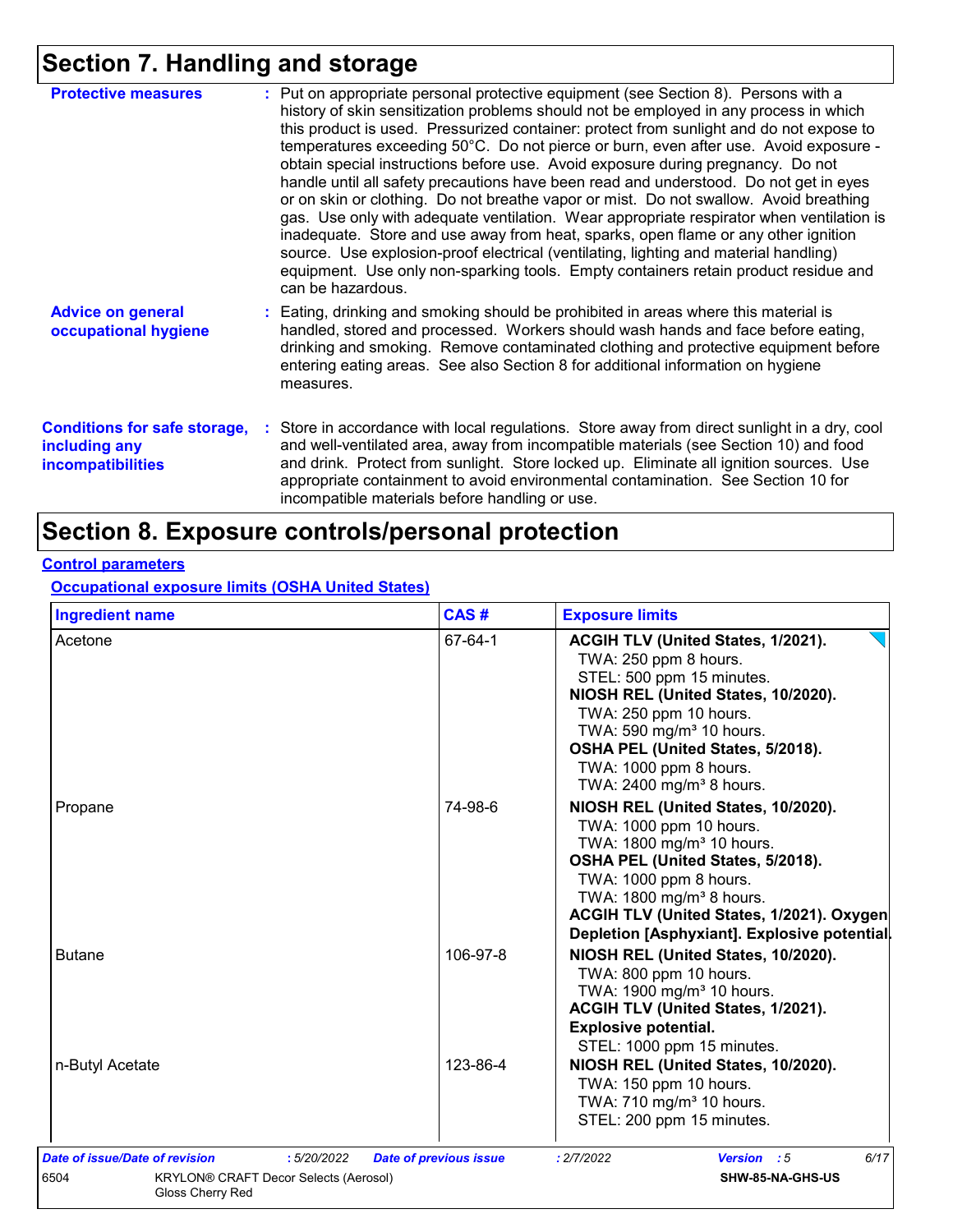# Section 7. Handling and storage

**Protective measures** : Put on appropriate personal protective equipment (see Section 8). Persons with a history of skin sensitization problems should not be employed in any process in which this product is used. Pressurized container: protect from sunlight and do not expose to temperatures exceeding 50°C. Do not pierce or burn, even after use. Avoid exposure - obtain special instructions before use. Avoid exposure during pregnancy. Do not handle until all safety precautions have been read and understood. Do not get in eyes or on skin or clothing. Do not breathe vapor or mist. Do not swallow. Avoid breathing gas. Use only with adequate ventilation. Wear appropriate respirator when ventilation is inadequate. Store and use away from heat, sparks, open flame or any other ignition source. Use explosion-proof electrical (ventilating, lighting and material handling) equipment. Use only non-sparking tools. Empty containers retain product residue and can be hazardous.

**Advice on general occupational hygiene** : Eating, drinking and smoking should be prohibited in areas where this material is handled, stored and processed. Workers should wash hands and face before eating, drinking and smoking. Remove contaminated clothing and protective equipment before entering eating areas. See also Section 8 for additional information on hygiene measures.

**Conditions for safe storage, including any incompatibilities** : Store in accordance with local regulations. Store away from direct sunlight in a dry, cool and well-ventilated area, away from incompatible materials (see Section 10) and food and drink. Protect from sunlight. Store locked up. Eliminate all ignition sources. Use appropriate containment to avoid environmental contamination. See Section 10 for incompatible materials before handling or use.

# Section 8. Exposure controls/personal protection

**Control parameters**

**Occupational exposure limits (OSHA United States)**

| Ingredient name | CAS # | Exposure limits |
|---|---|---|
| Acetone | 67-64-1 | **ACGIH TLV (United States, 1/2021).**<br>TWA: 250 ppm 8 hours.<br>STEL: 500 ppm 15 minutes.<br>**NIOSH REL (United States, 10/2020).**<br>TWA: 250 ppm 10 hours.<br>TWA: 590 mg/m³ 10 hours.<br>**OSHA PEL (United States, 5/2018).**<br>TWA: 1000 ppm 8 hours.<br>TWA: 2400 mg/m³ 8 hours. |
| Propane | 74-98-6 | **NIOSH REL (United States, 10/2020).**<br>TWA: 1000 ppm 10 hours.<br>TWA: 1800 mg/m³ 10 hours.<br>**OSHA PEL (United States, 5/2018).**<br>TWA: 1000 ppm 8 hours.<br>TWA: 1800 mg/m³ 8 hours.<br>**ACGIH TLV (United States, 1/2021). Oxygen Depletion [Asphyxiant]. Explosive potential.** |
| Butane | 106-97-8 | **NIOSH REL (United States, 10/2020).**<br>TWA: 800 ppm 10 hours.<br>TWA: 1900 mg/m³ 10 hours.<br>**ACGIH TLV (United States, 1/2021). Explosive potential.**<br>STEL: 1000 ppm 15 minutes. |
| n-Butyl Acetate | 123-86-4 | **NIOSH REL (United States, 10/2020).**<br>TWA: 150 ppm 10 hours.<br>TWA: 710 mg/m³ 10 hours.<br>STEL: 200 ppm 15 minutes. |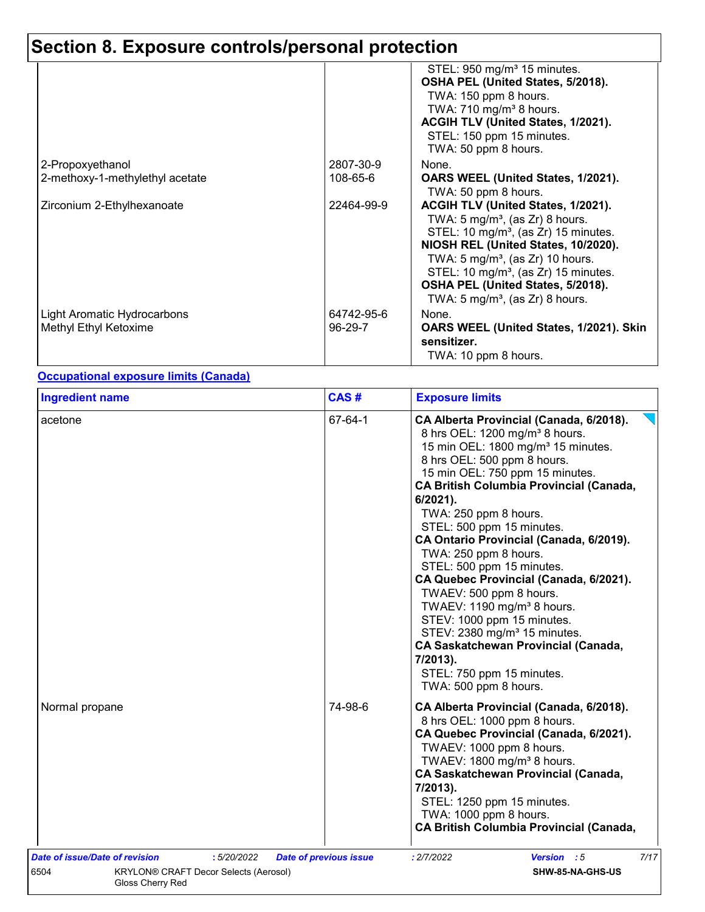## Section 8. Exposure controls/personal protection

| | | |
|---|---|---|
| | | STEL: 950 mg/m³ 15 minutes.<br>**OSHA PEL (United States, 5/2018).**<br>TWA: 150 ppm 8 hours.<br>TWA: 710 mg/m³ 8 hours.<br>**ACGIH TLV (United States, 1/2021).**<br>STEL: 150 ppm 15 minutes.<br>TWA: 50 ppm 8 hours. |
| 2-Propoxyethanol | 2807-30-9 | None. |
| 2-methoxy-1-methylethyl acetate | 108-65-6 | **OARS WEEL (United States, 1/2021).**<br>TWA: 50 ppm 8 hours. |
| Zirconium 2-Ethylhexanoate | 22464-99-9 | **ACGIH TLV (United States, 1/2021).**<br>TWA: 5 mg/m³, (as Zr) 8 hours.<br>STEL: 10 mg/m³, (as Zr) 15 minutes.<br>**NIOSH REL (United States, 10/2020).**<br>TWA: 5 mg/m³, (as Zr) 10 hours.<br>STEL: 10 mg/m³, (as Zr) 15 minutes.<br>**OSHA PEL (United States, 5/2018).**<br>TWA: 5 mg/m³, (as Zr) 8 hours. |
| Light Aromatic Hydrocarbons | 64742-95-6 | None. |
| Methyl Ethyl Ketoxime | 96-29-7 | **OARS WEEL (United States, 1/2021). Skin sensitizer.**<br>TWA: 10 ppm 8 hours. |

### Occupational exposure limits (Canada)

| Ingredient name | CAS # | Exposure limits |
|---|---|---|
| acetone | 67-64-1 | **CA Alberta Provincial (Canada, 6/2018).**<br>8 hrs OEL: 1200 mg/m³ 8 hours.<br>15 min OEL: 1800 mg/m³ 15 minutes.<br>8 hrs OEL: 500 ppm 8 hours.<br>15 min OEL: 750 ppm 15 minutes.<br>**CA British Columbia Provincial (Canada, 6/2021).**<br>TWA: 250 ppm 8 hours.<br>STEL: 500 ppm 15 minutes.<br>**CA Ontario Provincial (Canada, 6/2019).**<br>TWA: 250 ppm 8 hours.<br>STEL: 500 ppm 15 minutes.<br>**CA Quebec Provincial (Canada, 6/2021).**<br>TWAEV: 500 ppm 8 hours.<br>TWAEV: 1190 mg/m³ 8 hours.<br>STEV: 1000 ppm 15 minutes.<br>STEV: 2380 mg/m³ 15 minutes.<br>**CA Saskatchewan Provincial (Canada, 7/2013).**<br>STEL: 750 ppm 15 minutes.<br>TWA: 500 ppm 8 hours. |
| Normal propane | 74-98-6 | **CA Alberta Provincial (Canada, 6/2018).**<br>8 hrs OEL: 1000 ppm 8 hours.<br>**CA Quebec Provincial (Canada, 6/2021).**<br>TWAEV: 1000 ppm 8 hours.<br>TWAEV: 1800 mg/m³ 8 hours.<br>**CA Saskatchewan Provincial (Canada, 7/2013).**<br>STEL: 1250 ppm 15 minutes.<br>TWA: 1000 ppm 8 hours.<br>**CA British Columbia Provincial (Canada,** |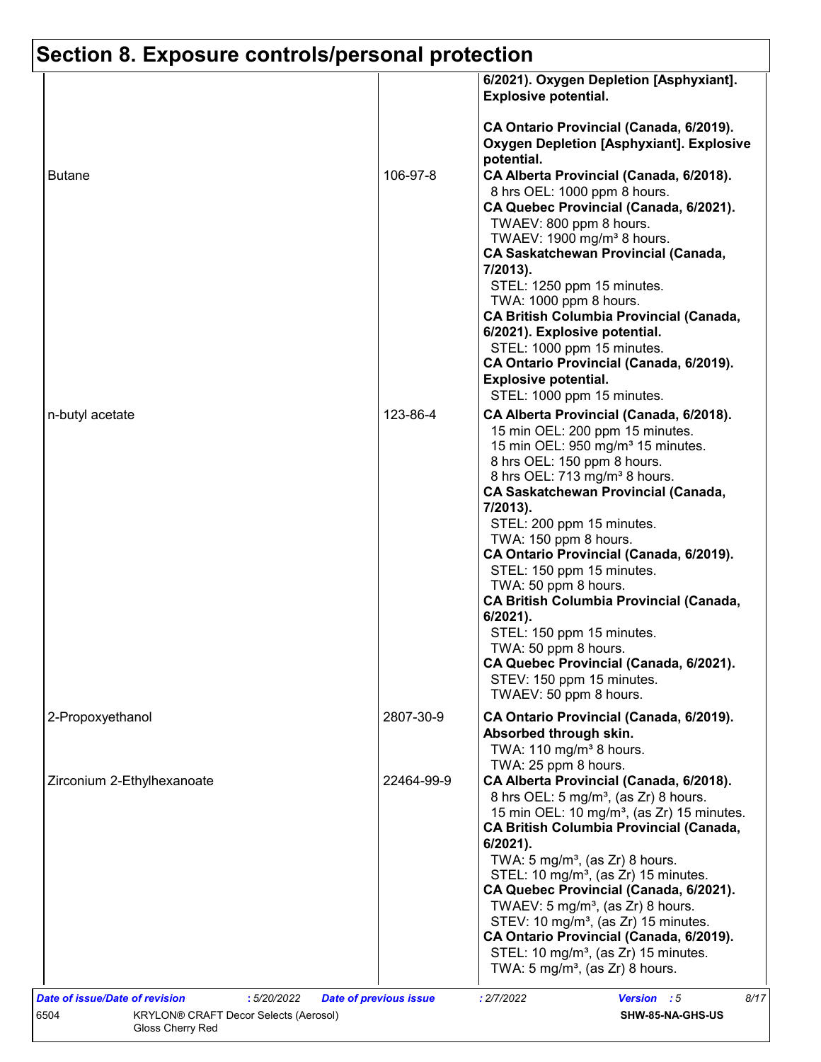## Section 8. Exposure controls/personal protection

| | | |
|---|---|---|
| | | **6/2021). Oxygen Depletion [Asphyxiant]. Explosive potential.**<br><br>**CA Ontario Provincial (Canada, 6/2019). Oxygen Depletion [Asphyxiant]. Explosive potential.** |
| Butane | 106-97-8 | **CA Alberta Provincial (Canada, 6/2018).**<br>8 hrs OEL: 1000 ppm 8 hours.<br>**CA Quebec Provincial (Canada, 6/2021).**<br>TWAEV: 800 ppm 8 hours.<br>TWAEV: 1900 mg/m³ 8 hours.<br>**CA Saskatchewan Provincial (Canada, 7/2013).**<br>STEL: 1250 ppm 15 minutes.<br>TWA: 1000 ppm 8 hours.<br>**CA British Columbia Provincial (Canada, 6/2021). Explosive potential.**<br>STEL: 1000 ppm 15 minutes.<br>**CA Ontario Provincial (Canada, 6/2019). Explosive potential.**<br>STEL: 1000 ppm 15 minutes. |
| n-butyl acetate | 123-86-4 | **CA Alberta Provincial (Canada, 6/2018).**<br>15 min OEL: 200 ppm 15 minutes.<br>15 min OEL: 950 mg/m³ 15 minutes.<br>8 hrs OEL: 150 ppm 8 hours.<br>8 hrs OEL: 713 mg/m³ 8 hours.<br>**CA Saskatchewan Provincial (Canada, 7/2013).**<br>STEL: 200 ppm 15 minutes.<br>TWA: 150 ppm 8 hours.<br>**CA Ontario Provincial (Canada, 6/2019).**<br>STEL: 150 ppm 15 minutes.<br>TWA: 50 ppm 8 hours.<br>**CA British Columbia Provincial (Canada, 6/2021).**<br>STEL: 150 ppm 15 minutes.<br>TWA: 50 ppm 8 hours.<br>**CA Quebec Provincial (Canada, 6/2021).**<br>STEV: 150 ppm 15 minutes.<br>TWAEV: 50 ppm 8 hours. |
| 2-Propoxyethanol | 2807-30-9 | **CA Ontario Provincial (Canada, 6/2019). Absorbed through skin.**<br>TWA: 110 mg/m³ 8 hours.<br>TWA: 25 ppm 8 hours. |
| Zirconium 2-Ethylhexanoate | 22464-99-9 | **CA Alberta Provincial (Canada, 6/2018).**<br>8 hrs OEL: 5 mg/m³, (as Zr) 8 hours.<br>15 min OEL: 10 mg/m³, (as Zr) 15 minutes.<br>**CA British Columbia Provincial (Canada, 6/2021).**<br>TWA: 5 mg/m³, (as Zr) 8 hours.<br>STEL: 10 mg/m³, (as Zr) 15 minutes.<br>**CA Quebec Provincial (Canada, 6/2021).**<br>TWAEV: 5 mg/m³, (as Zr) 8 hours.<br>STEV: 10 mg/m³, (as Zr) 15 minutes.<br>**CA Ontario Provincial (Canada, 6/2019).**<br>STEL: 10 mg/m³, (as Zr) 15 minutes.<br>TWA: 5 mg/m³, (as Zr) 8 hours. |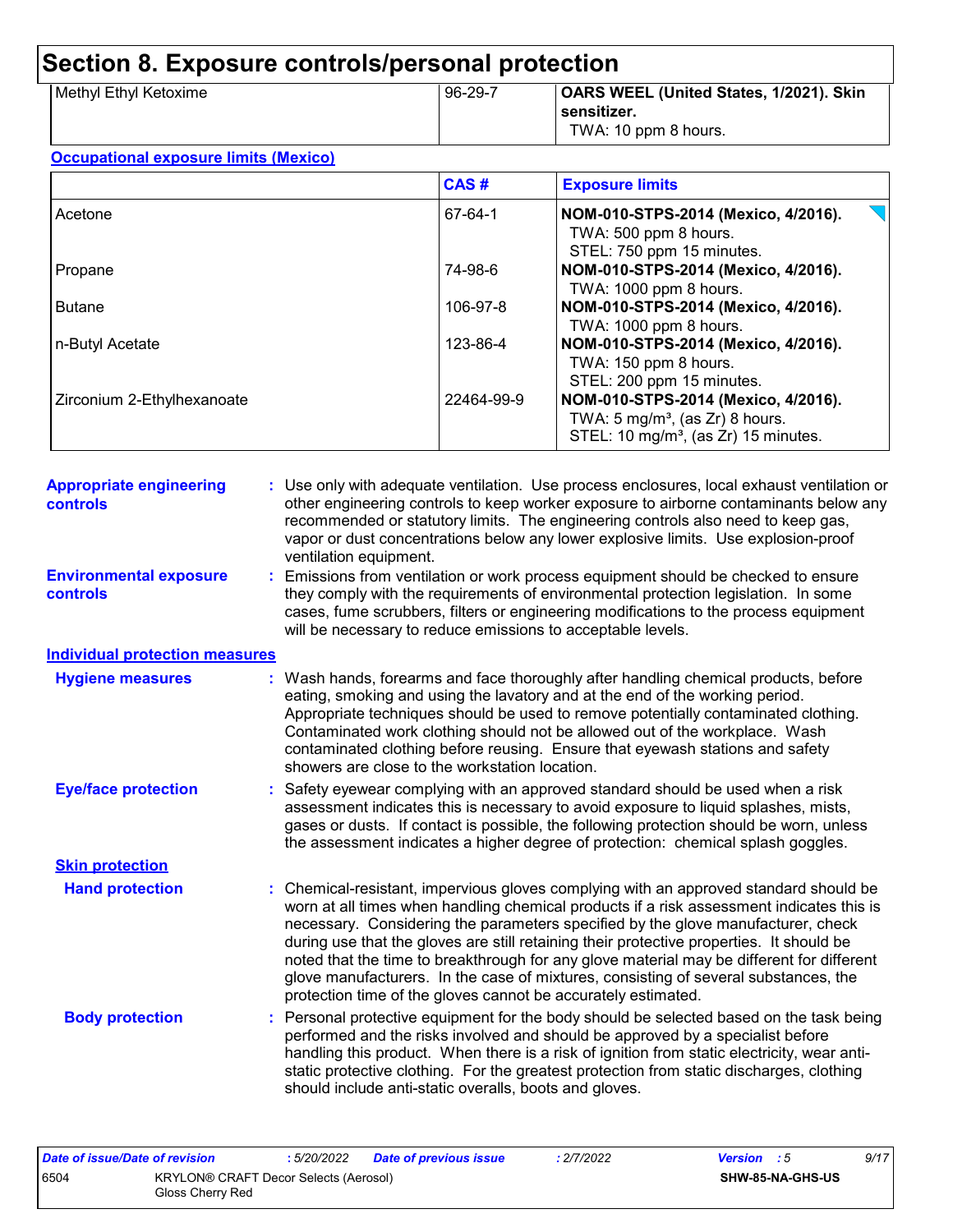# Section 8. Exposure controls/personal protection

| | | |
|---|---|---|
| Methyl Ethyl Ketoxime | 96-29-7 | **OARS WEEL (United States, 1/2021). Skin sensitizer.**<br>TWA: 10 ppm 8 hours. |

### Occupational exposure limits (Mexico)

| | CAS # | Exposure limits |
|---|---|---|
| Acetone | 67-64-1 | **NOM-010-STPS-2014 (Mexico, 4/2016).**<br>TWA: 500 ppm 8 hours.<br>STEL: 750 ppm 15 minutes. |
| Propane | 74-98-6 | **NOM-010-STPS-2014 (Mexico, 4/2016).**<br>TWA: 1000 ppm 8 hours. |
| Butane | 106-97-8 | **NOM-010-STPS-2014 (Mexico, 4/2016).**<br>TWA: 1000 ppm 8 hours. |
| n-Butyl Acetate | 123-86-4 | **NOM-010-STPS-2014 (Mexico, 4/2016).**<br>TWA: 150 ppm 8 hours.<br>STEL: 200 ppm 15 minutes. |
| Zirconium 2-Ethylhexanoate | 22464-99-9 | **NOM-010-STPS-2014 (Mexico, 4/2016).**<br>TWA: 5 mg/m³, (as Zr) 8 hours.<br>STEL: 10 mg/m³, (as Zr) 15 minutes. |

**Appropriate engineering controls** : Use only with adequate ventilation. Use process enclosures, local exhaust ventilation or other engineering controls to keep worker exposure to airborne contaminants below any recommended or statutory limits. The engineering controls also need to keep gas, vapor or dust concentrations below any lower explosive limits. Use explosion-proof ventilation equipment.

**Environmental exposure controls** : Emissions from ventilation or work process equipment should be checked to ensure they comply with the requirements of environmental protection legislation. In some cases, fume scrubbers, filters or engineering modifications to the process equipment will be necessary to reduce emissions to acceptable levels.

### Individual protection measures

**Hygiene measures** : Wash hands, forearms and face thoroughly after handling chemical products, before eating, smoking and using the lavatory and at the end of the working period. Appropriate techniques should be used to remove potentially contaminated clothing. Contaminated work clothing should not be allowed out of the workplace. Wash contaminated clothing before reusing. Ensure that eyewash stations and safety showers are close to the workstation location.

**Eye/face protection** : Safety eyewear complying with an approved standard should be used when a risk assessment indicates this is necessary to avoid exposure to liquid splashes, mists, gases or dusts. If contact is possible, the following protection should be worn, unless the assessment indicates a higher degree of protection: chemical splash goggles.

#### Skin protection

**Hand protection** : Chemical-resistant, impervious gloves complying with an approved standard should be worn at all times when handling chemical products if a risk assessment indicates this is necessary. Considering the parameters specified by the glove manufacturer, check during use that the gloves are still retaining their protective properties. It should be noted that the time to breakthrough for any glove material may be different for different glove manufacturers. In the case of mixtures, consisting of several substances, the protection time of the gloves cannot be accurately estimated.

**Body protection** : Personal protective equipment for the body should be selected based on the task being performed and the risks involved and should be approved by a specialist before handling this product. When there is a risk of ignition from static electricity, wear anti-static protective clothing. For the greatest protection from static discharges, clothing should include anti-static overalls, boots and gloves.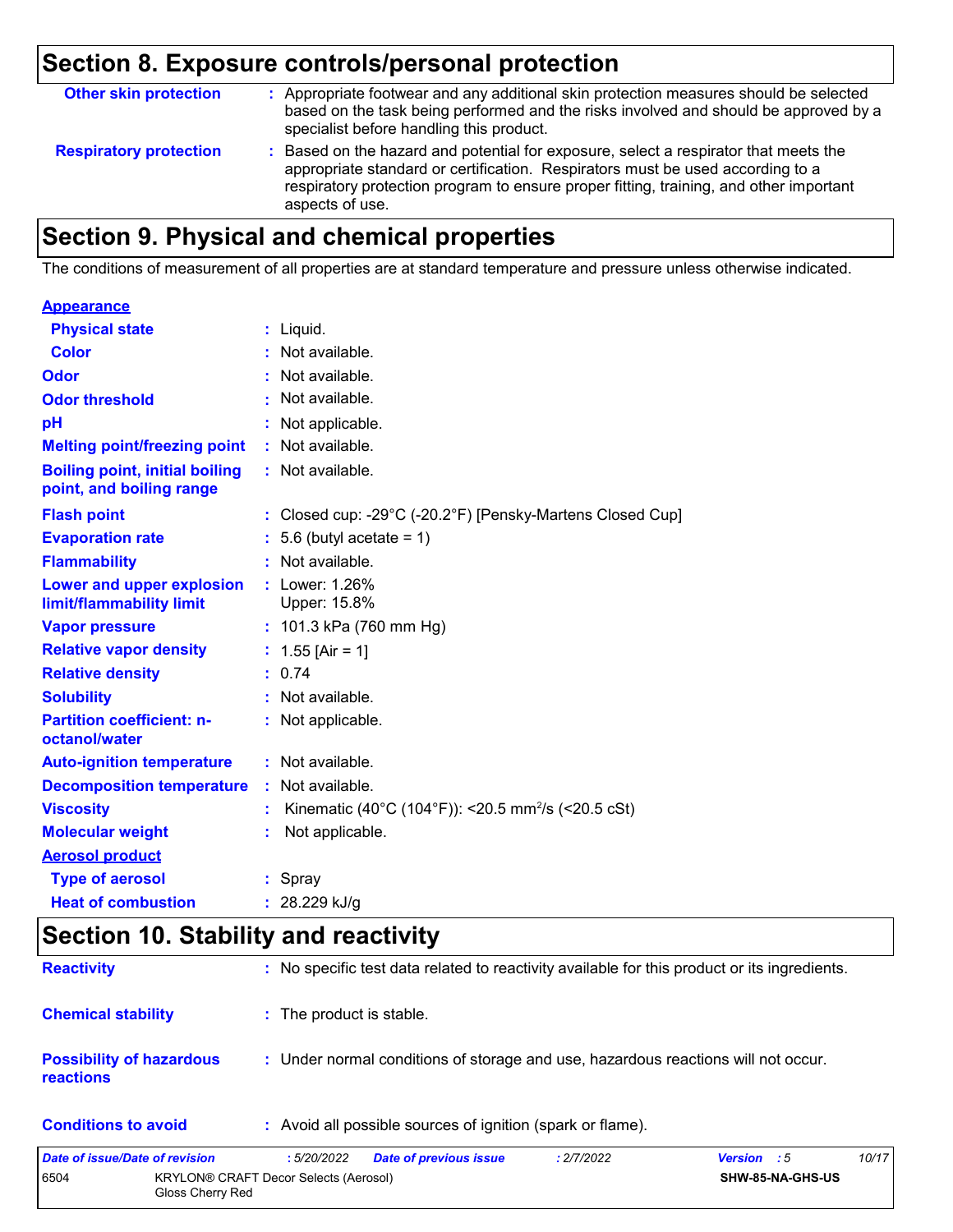## Section 8. Exposure controls/personal protection

| | |
|---|---|
| **Other skin protection** | : Appropriate footwear and any additional skin protection measures should be selected based on the task being performed and the risks involved and should be approved by a specialist before handling this product. |
| **Respiratory protection** | : Based on the hazard and potential for exposure, select a respirator that meets the appropriate standard or certification. Respirators must be used according to a respiratory protection program to ensure proper fitting, training, and other important aspects of use. |

## Section 9. Physical and chemical properties

The conditions of measurement of all properties are at standard temperature and pressure unless otherwise indicated.

**Appearance**

| | |
|---|---|
| **Physical state** | : Liquid. |
| **Color** | : Not available. |
| **Odor** | : Not available. |
| **Odor threshold** | : Not available. |
| **pH** | : Not applicable. |
| **Melting point/freezing point** | : Not available. |
| **Boiling point, initial boiling point, and boiling range** | : Not available. |
| **Flash point** | : Closed cup: -29°C (-20.2°F) [Pensky-Martens Closed Cup] |
| **Evaporation rate** | : 5.6 (butyl acetate = 1) |
| **Flammability** | : Not available. |
| **Lower and upper explosion limit/flammability limit** | : Lower: 1.26%<br>Upper: 15.8% |
| **Vapor pressure** | : 101.3 kPa (760 mm Hg) |
| **Relative vapor density** | : 1.55 [Air = 1] |
| **Relative density** | : 0.74 |
| **Solubility** | : Not available. |
| **Partition coefficient: n-octanol/water** | : Not applicable. |
| **Auto-ignition temperature** | : Not available. |
| **Decomposition temperature** | : Not available. |
| **Viscosity** | : Kinematic (40°C (104°F)): <20.5 $mm^2/s$ (<20.5 cSt) |
| **Molecular weight** | : Not applicable. |

**Aerosol product**

| | |
|---|---|
| **Type of aerosol** | : Spray |
| **Heat of combustion** | : 28.229 kJ/g |

## Section 10. Stability and reactivity

| | |
|---|---|
| **Reactivity** | : No specific test data related to reactivity available for this product or its ingredients. |
| **Chemical stability** | : The product is stable. |
| **Possibility of hazardous reactions** | : Under normal conditions of storage and use, hazardous reactions will not occur. |
| **Conditions to avoid** | : Avoid all possible sources of ignition (spark or flame). |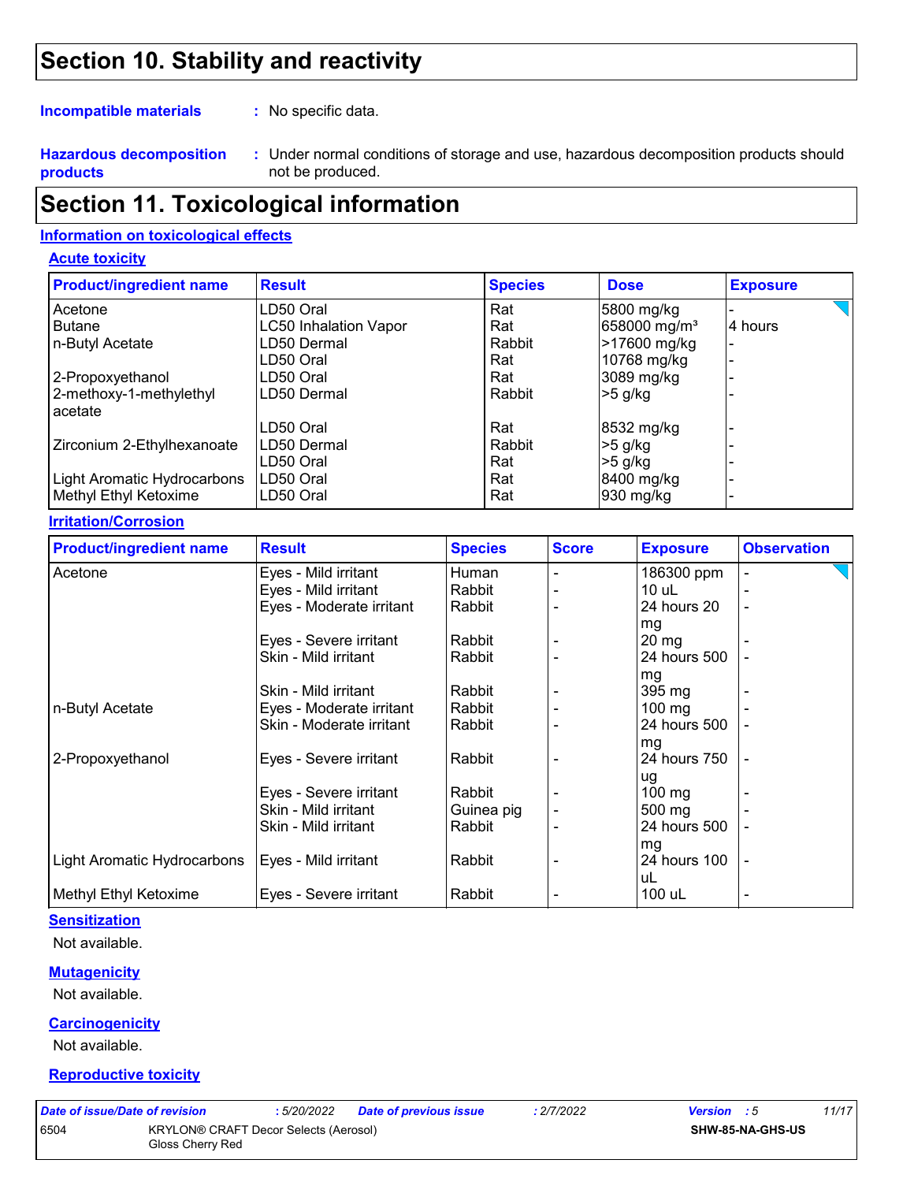# Section 10. Stability and reactivity

**Incompatible materials** : No specific data.

**Hazardous decomposition products** : Under normal conditions of storage and use, hazardous decomposition products should not be produced.

# Section 11. Toxicological information

## Information on toxicological effects

### Acute toxicity

| Product/ingredient name | Result | Species | Dose | Exposure |
|---|---|---|---|---|
| Acetone | LD50 Oral | Rat | 5800 mg/kg | - |
| Butane | LC50 Inhalation Vapor | Rat | 658000 mg/m³ | 4 hours |
| n-Butyl Acetate | LD50 Dermal | Rabbit | >17600 mg/kg | - |
| | LD50 Oral | Rat | 10768 mg/kg | - |
| 2-Propoxyethanol | LD50 Oral | Rat | 3089 mg/kg | - |
| 2-methoxy-1-methylethyl acetate | LD50 Dermal | Rabbit | >5 g/kg | - |
| | LD50 Oral | Rat | 8532 mg/kg | - |
| Zirconium 2-Ethylhexanoate | LD50 Dermal | Rabbit | >5 g/kg | - |
| | LD50 Oral | Rat | >5 g/kg | - |
| Light Aromatic Hydrocarbons | LD50 Oral | Rat | 8400 mg/kg | - |
| Methyl Ethyl Ketoxime | LD50 Oral | Rat | 930 mg/kg | - |

### Irritation/Corrosion

| Product/ingredient name | Result | Species | Score | Exposure | Observation |
|---|---|---|---|---|---|
| Acetone | Eyes - Mild irritant | Human | - | 186300 ppm | - |
| | Eyes - Mild irritant | Rabbit | - | 10 uL | - |
| | Eyes - Moderate irritant | Rabbit | - | 24 hours 20 mg | - |
| | Eyes - Severe irritant | Rabbit | - | 20 mg | - |
| | Skin - Mild irritant | Rabbit | - | 24 hours 500 mg | - |
| | Skin - Mild irritant | Rabbit | - | 395 mg | - |
| n-Butyl Acetate | Eyes - Moderate irritant | Rabbit | - | 100 mg | - |
| | Skin - Moderate irritant | Rabbit | - | 24 hours 500 mg | - |
| 2-Propoxyethanol | Eyes - Severe irritant | Rabbit | - | 24 hours 750 ug | - |
| | Eyes - Severe irritant | Rabbit | - | 100 mg | - |
| | Skin - Mild irritant | Guinea pig | - | 500 mg | - |
| | Skin - Mild irritant | Rabbit | - | 24 hours 500 mg | - |
| Light Aromatic Hydrocarbons | Eyes - Mild irritant | Rabbit | - | 24 hours 100 uL | - |
| Methyl Ethyl Ketoxime | Eyes - Severe irritant | Rabbit | - | 100 uL | - |

### Sensitization

Not available.

### Mutagenicity

Not available.

### Carcinogenicity

Not available.

### Reproductive toxicity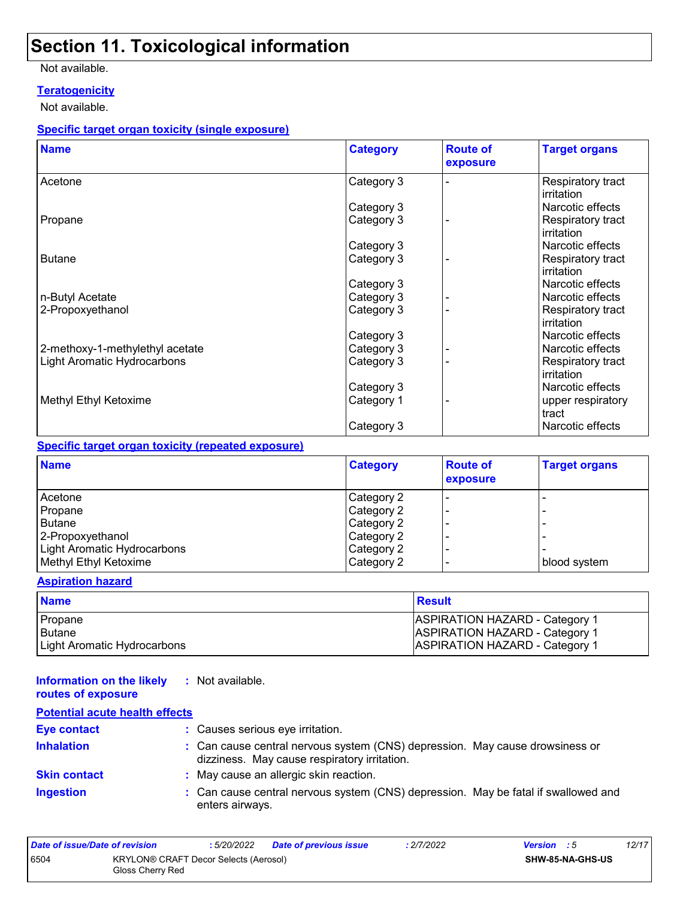# Section 11. Toxicological information

Not available.

### Teratogenicity

Not available.

### Specific target organ toxicity (single exposure)

| Name | Category | Route of exposure | Target organs |
|---|---|---|---|
| Acetone | Category 3 | - | Respiratory tract irritation |
| | Category 3 | | Narcotic effects |
| Propane | Category 3 | - | Respiratory tract irritation |
| | Category 3 | | Narcotic effects |
| Butane | Category 3 | - | Respiratory tract irritation |
| | Category 3 | | Narcotic effects |
| n-Butyl Acetate | Category 3 | - | Narcotic effects |
| 2-Propoxyethanol | Category 3 | - | Respiratory tract irritation |
| | Category 3 | | Narcotic effects |
| 2-methoxy-1-methylethyl acetate | Category 3 | - | Narcotic effects |
| Light Aromatic Hydrocarbons | Category 3 | - | Respiratory tract irritation |
| | Category 3 | | Narcotic effects |
| Methyl Ethyl Ketoxime | Category 1 | - | upper respiratory tract |
| | Category 3 | | Narcotic effects |

### Specific target organ toxicity (repeated exposure)

| Name | Category | Route of exposure | Target organs |
|---|---|---|---|
| Acetone | Category 2 | - | - |
| Propane | Category 2 | - | - |
| Butane | Category 2 | - | - |
| 2-Propoxyethanol | Category 2 | - | - |
| Light Aromatic Hydrocarbons | Category 2 | - | - |
| Methyl Ethyl Ketoxime | Category 2 | - | blood system |

### Aspiration hazard

| Name | Result |
|---|---|
| Propane | ASPIRATION HAZARD - Category 1 |
| Butane | ASPIRATION HAZARD - Category 1 |
| Light Aromatic Hydrocarbons | ASPIRATION HAZARD - Category 1 |

**Information on the likely routes of exposure** : Not available.

### Potential acute health effects

**Eye contact** : Causes serious eye irritation.

**Inhalation** : Can cause central nervous system (CNS) depression. May cause drowsiness or dizziness. May cause respiratory irritation.

**Skin contact** : May cause an allergic skin reaction.

**Ingestion** : Can cause central nervous system (CNS) depression. May be fatal if swallowed and enters airways.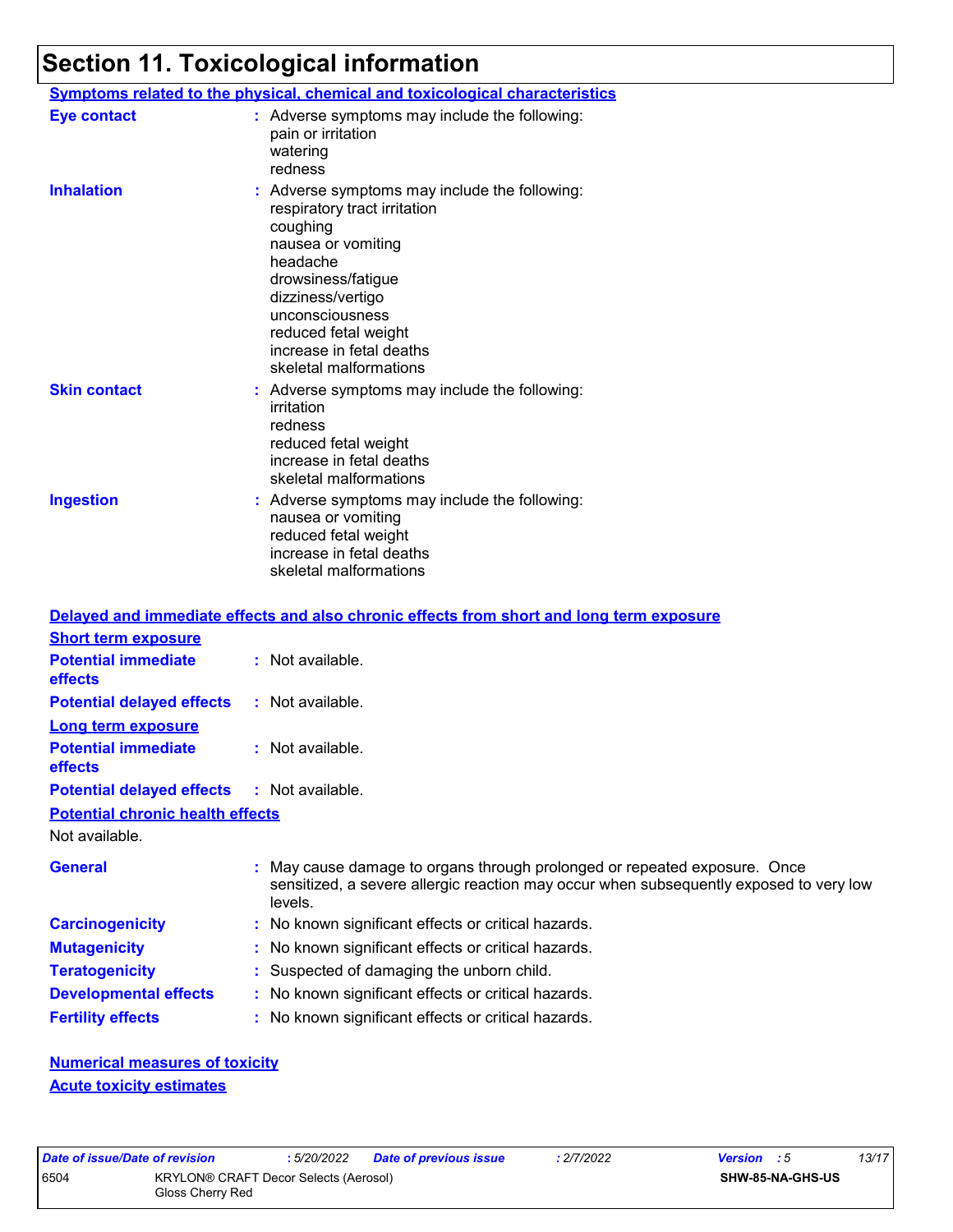# Section 11. Toxicological information

**Symptoms related to the physical, chemical and toxicological characteristics**

**Eye contact** : Adverse symptoms may include the following:
pain or irritation
watering
redness

**Inhalation** : Adverse symptoms may include the following:
respiratory tract irritation
coughing
nausea or vomiting
headache
drowsiness/fatigue
dizziness/vertigo
unconsciousness
reduced fetal weight
increase in fetal deaths
skeletal malformations

**Skin contact** : Adverse symptoms may include the following:
irritation
redness
reduced fetal weight
increase in fetal deaths
skeletal malformations

**Ingestion** : Adverse symptoms may include the following:
nausea or vomiting
reduced fetal weight
increase in fetal deaths
skeletal malformations

**Delayed and immediate effects and also chronic effects from short and long term exposure**

**Short term exposure**

**Potential immediate effects** : Not available.

**Potential delayed effects** : Not available.

**Long term exposure**

**Potential immediate effects** : Not available.

**Potential delayed effects** : Not available.

**Potential chronic health effects**

Not available.

**General** : May cause damage to organs through prolonged or repeated exposure. Once sensitized, a severe allergic reaction may occur when subsequently exposed to very low levels.

**Carcinogenicity** : No known significant effects or critical hazards.

**Mutagenicity** : No known significant effects or critical hazards.

**Teratogenicity** : Suspected of damaging the unborn child.

**Developmental effects** : No known significant effects or critical hazards.

**Fertility effects** : No known significant effects or critical hazards.

**Numerical measures of toxicity**

**Acute toxicity estimates**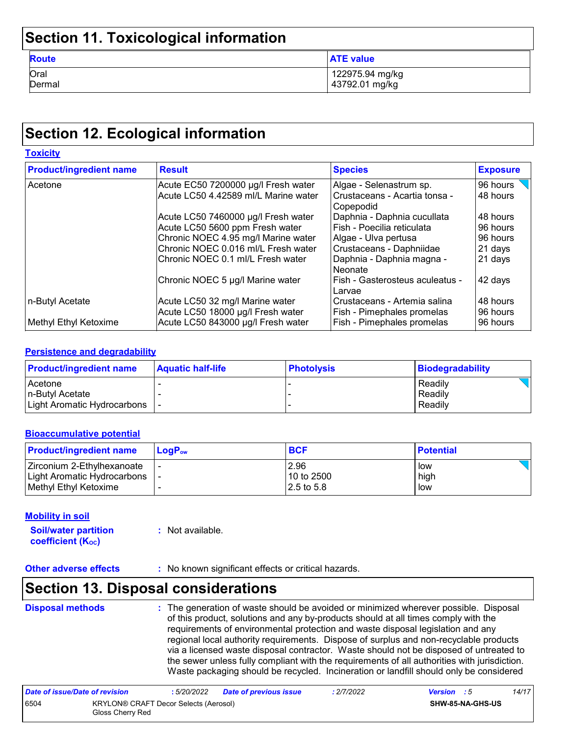## Section 11. Toxicological information

| Route | ATE value |
|---|---|
| Oral | 122975.94 mg/kg |
| Dermal | 43792.01 mg/kg |

## Section 12. Ecological information

**Toxicity**

| Product/ingredient name | Result | Species | Exposure |
|---|---|---|---|
| Acetone | Acute EC50 7200000 µg/l Fresh water | Algae - Selenastrum sp. | 96 hours |
| | Acute LC50 4.42589 ml/L Marine water | Crustaceans - Acartia tonsa - Copepodid | 48 hours |
| | Acute LC50 7460000 µg/l Fresh water | Daphnia - Daphnia cucullata | 48 hours |
| | Acute LC50 5600 ppm Fresh water | Fish - Poecilia reticulata | 96 hours |
| | Chronic NOEC 4.95 mg/l Marine water | Algae - Ulva pertusa | 96 hours |
| | Chronic NOEC 0.016 ml/L Fresh water | Crustaceans - Daphniidae | 21 days |
| | Chronic NOEC 0.1 ml/L Fresh water | Daphnia - Daphnia magna - Neonate | 21 days |
| | Chronic NOEC 5 µg/l Marine water | Fish - Gasterosteus aculeatus - Larvae | 42 days |
| n-Butyl Acetate | Acute LC50 32 mg/l Marine water | Crustaceans - Artemia salina | 48 hours |
| | Acute LC50 18000 µg/l Fresh water | Fish - Pimephales promelas | 96 hours |
| Methyl Ethyl Ketoxime | Acute LC50 843000 µg/l Fresh water | Fish - Pimephales promelas | 96 hours |

**Persistence and degradability**

| Product/ingredient name | Aquatic half-life | Photolysis | Biodegradability |
|---|---|---|---|
| Acetone | - | - | Readily |
| n-Butyl Acetate | - | - | Readily |
| Light Aromatic Hydrocarbons | - | - | Readily |

**Bioaccumulative potential**

| Product/ingredient name | $LogP_{ow}$ | BCF | Potential |
|---|---|---|---|
| Zirconium 2-Ethylhexanoate | - | 2.96 | low |
| Light Aromatic Hydrocarbons | - | 10 to 2500 | high |
| Methyl Ethyl Ketoxime | - | 2.5 to 5.8 | low |

**Mobility in soil**

**Soil/water partition coefficient ($K_{OC}$)** : Not available.

**Other adverse effects** : No known significant effects or critical hazards.

## Section 13. Disposal considerations

**Disposal methods** : The generation of waste should be avoided or minimized wherever possible. Disposal of this product, solutions and any by-products should at all times comply with the requirements of environmental protection and waste disposal legislation and any regional local authority requirements. Dispose of surplus and non-recyclable products via a licensed waste disposal contractor. Waste should not be disposed of untreated to the sewer unless fully compliant with the requirements of all authorities with jurisdiction. Waste packaging should be recycled. Incineration or landfill should only be considered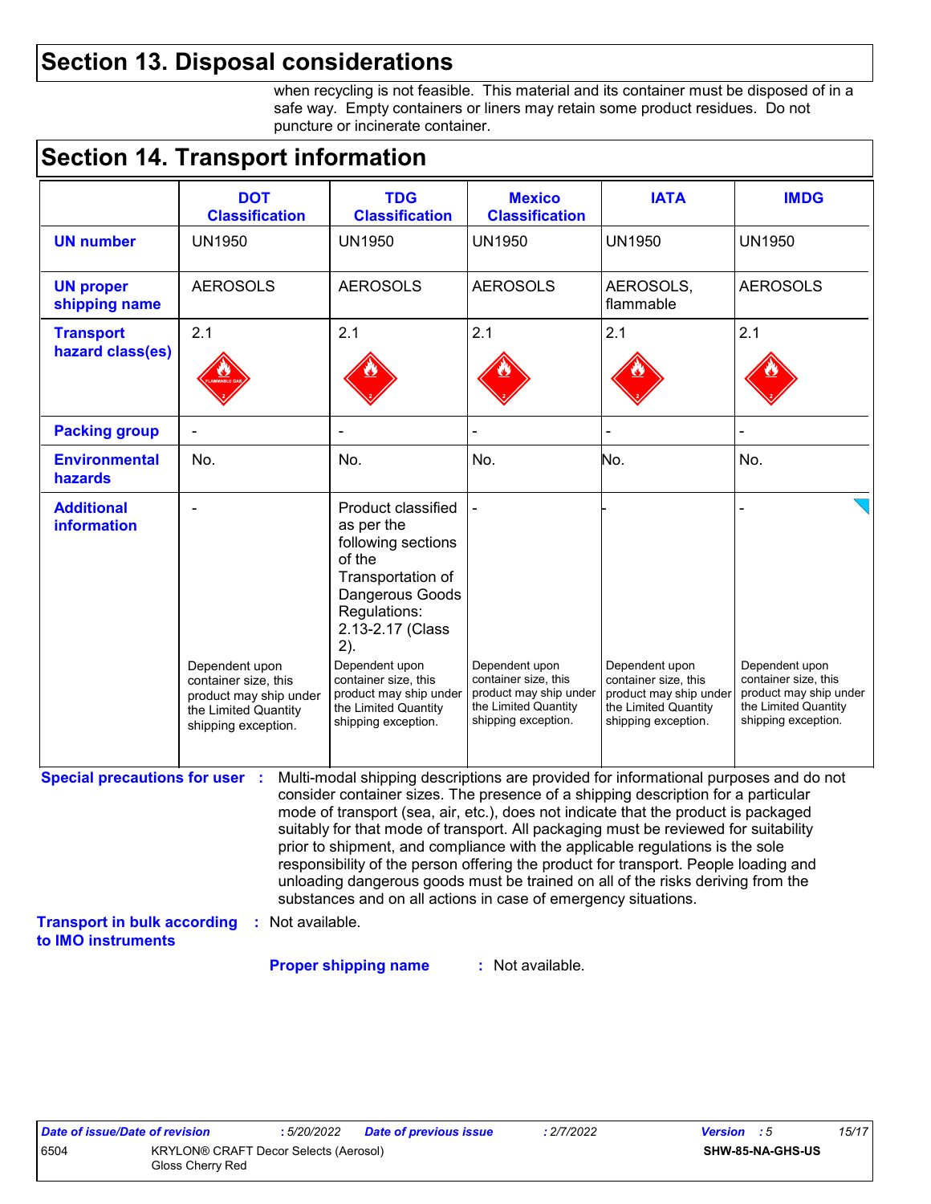## Section 13. Disposal considerations

when recycling is not feasible. This material and its container must be disposed of in a safe way. Empty containers or liners may retain some product residues. Do not puncture or incinerate container.

## Section 14. Transport information

| | DOT Classification | TDG Classification | Mexico Classification | IATA | IMDG |
|---|---|---|---|---|---|
| **UN number** | UN1950 | UN1950 | UN1950 | UN1950 | UN1950 |
| **UN proper shipping name** | AEROSOLS | AEROSOLS | AEROSOLS | AEROSOLS, flammable | AEROSOLS |
| **Transport hazard class(es)** | 2.1 | 2.1 | 2.1 | 2.1 | 2.1 |
| **Packing group** | - | - | - | - | - |
| **Environmental hazards** | No. | No. | No. | No. | No. |
| **Additional information** | - Dependent upon container size, this product may ship under the Limited Quantity shipping exception. | Product classified as per the following sections of the Transportation of Dangerous Goods Regulations: 2.13-2.17 (Class 2). Dependent upon container size, this product may ship under the Limited Quantity shipping exception. | - Dependent upon container size, this product may ship under the Limited Quantity shipping exception. | - Dependent upon container size, this product may ship under the Limited Quantity shipping exception. | - Dependent upon container size, this product may ship under the Limited Quantity shipping exception. |

**Special precautions for user** : Multi-modal shipping descriptions are provided for informational purposes and do not consider container sizes. The presence of a shipping description for a particular mode of transport (sea, air, etc.), does not indicate that the product is packaged suitably for that mode of transport. All packaging must be reviewed for suitability prior to shipment, and compliance with the applicable regulations is the sole responsibility of the person offering the product for transport. People loading and unloading dangerous goods must be trained on all of the risks deriving from the substances and on all actions in case of emergency situations.

**Transport in bulk according to IMO instruments** : Not available.

**Proper shipping name** : Not available.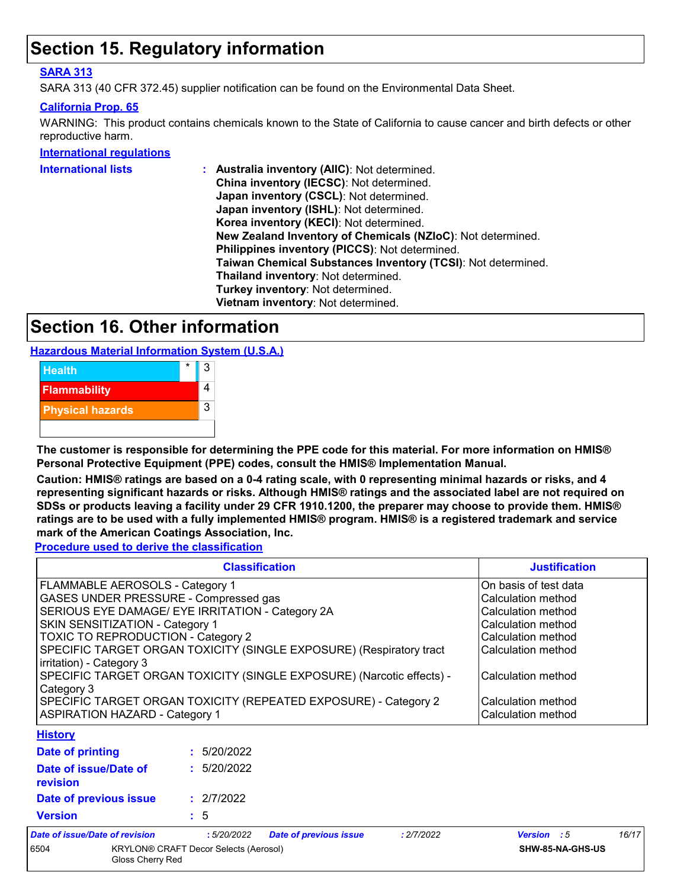# Section 15. Regulatory information

**SARA 313**

SARA 313 (40 CFR 372.45) supplier notification can be found on the Environmental Data Sheet.

**California Prop. 65**

WARNING: This product contains chemicals known to the State of California to cause cancer and birth defects or other reproductive harm.

**International regulations**

**International lists** : **Australia inventory (AIIC)**: Not determined.
**China inventory (IECSC)**: Not determined.
**Japan inventory (CSCL)**: Not determined.
**Japan inventory (ISHL)**: Not determined.
**Korea inventory (KECI)**: Not determined.
**New Zealand Inventory of Chemicals (NZIoC)**: Not determined.
**Philippines inventory (PICCS)**: Not determined.
**Taiwan Chemical Substances Inventory (TCSI)**: Not determined.
**Thailand inventory**: Not determined.
**Turkey inventory**: Not determined.
**Vietnam inventory**: Not determined.

# Section 16. Other information

**Hazardous Material Information System (U.S.A.)**

| Hazard | | Rating |
|---|---|---|
| Health | * | 3 |
| Flammability | | 4 |
| Physical hazards | | 3 |
| | | |

**The customer is responsible for determining the PPE code for this material. For more information on HMIS® Personal Protective Equipment (PPE) codes, consult the HMIS® Implementation Manual.**

**Caution: HMIS® ratings are based on a 0-4 rating scale, with 0 representing minimal hazards or risks, and 4 representing significant hazards or risks. Although HMIS® ratings and the associated label are not required on SDSs or products leaving a facility under 29 CFR 1910.1200, the preparer may choose to provide them. HMIS® ratings are to be used with a fully implemented HMIS® program. HMIS® is a registered trademark and service mark of the American Coatings Association, Inc.**

**Procedure used to derive the classification**

| Classification | Justification |
|---|---|
| FLAMMABLE AEROSOLS - Category 1 | On basis of test data |
| GASES UNDER PRESSURE - Compressed gas | Calculation method |
| SERIOUS EYE DAMAGE/ EYE IRRITATION - Category 2A | Calculation method |
| SKIN SENSITIZATION - Category 1 | Calculation method |
| TOXIC TO REPRODUCTION - Category 2 | Calculation method |
| SPECIFIC TARGET ORGAN TOXICITY (SINGLE EXPOSURE) (Respiratory tract irritation) - Category 3 | Calculation method |
| SPECIFIC TARGET ORGAN TOXICITY (SINGLE EXPOSURE) (Narcotic effects) - Category 3 | Calculation method |
| SPECIFIC TARGET ORGAN TOXICITY (REPEATED EXPOSURE) - Category 2 | Calculation method |
| ASPIRATION HAZARD - Category 1 | Calculation method |

**History**

**Date of printing** : 5/20/2022

**Date of issue/Date of revision** : 5/20/2022

**Date of previous issue** : 2/7/2022

**Version** : 5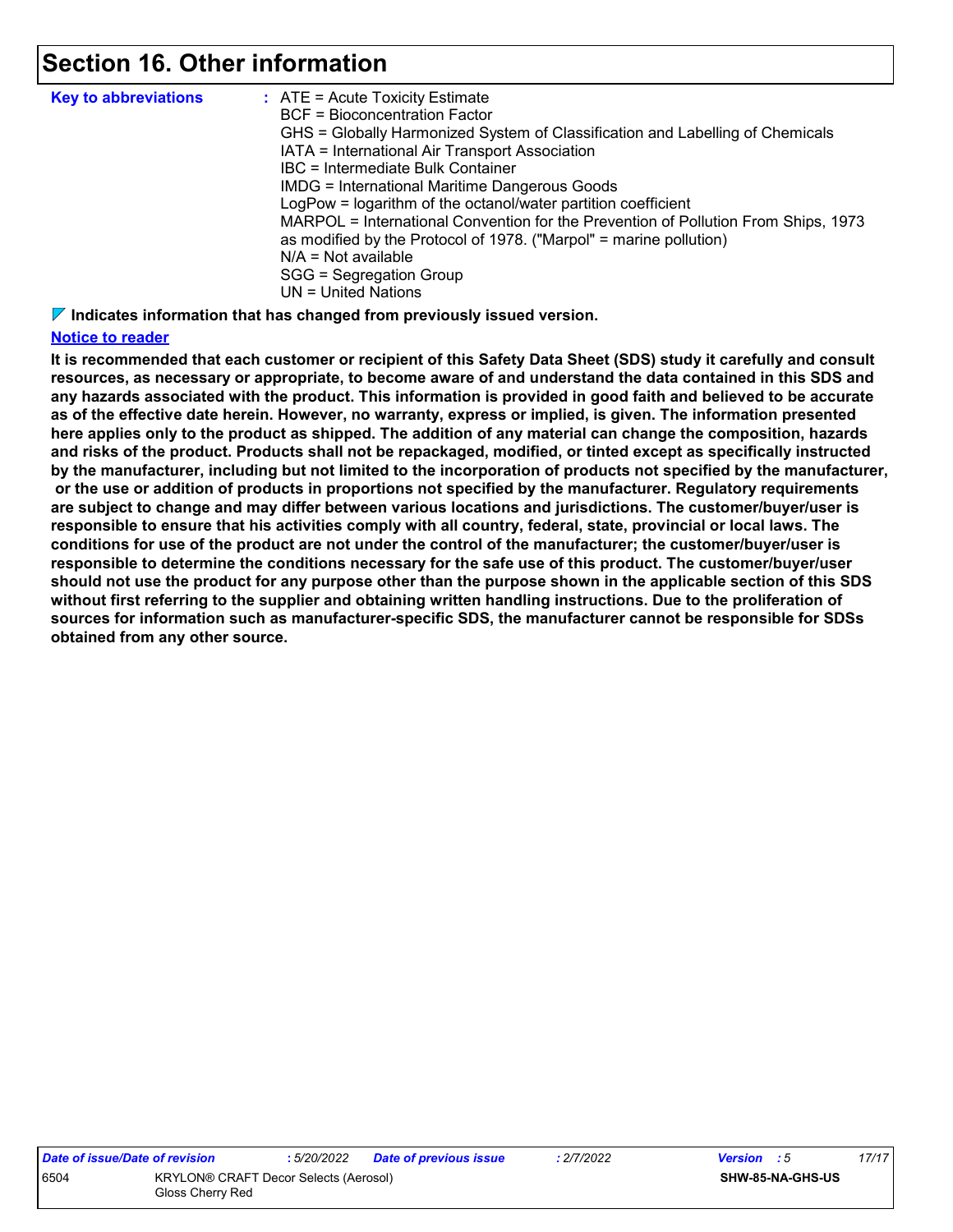# Section 16. Other information

**Key to abbreviations** : ATE = Acute Toxicity Estimate
BCF = Bioconcentration Factor
GHS = Globally Harmonized System of Classification and Labelling of Chemicals
IATA = International Air Transport Association
IBC = Intermediate Bulk Container
IMDG = International Maritime Dangerous Goods
LogPow = logarithm of the octanol/water partition coefficient
MARPOL = International Convention for the Prevention of Pollution From Ships, 1973 as modified by the Protocol of 1978. ("Marpol" = marine pollution)
N/A = Not available
SGG = Segregation Group
UN = United Nations

**Indicates information that has changed from previously issued version.**

**Notice to reader**

**It is recommended that each customer or recipient of this Safety Data Sheet (SDS) study it carefully and consult resources, as necessary or appropriate, to become aware of and understand the data contained in this SDS and any hazards associated with the product. This information is provided in good faith and believed to be accurate as of the effective date herein. However, no warranty, express or implied, is given. The information presented here applies only to the product as shipped. The addition of any material can change the composition, hazards and risks of the product. Products shall not be repackaged, modified, or tinted except as specifically instructed by the manufacturer, including but not limited to the incorporation of products not specified by the manufacturer, or the use or addition of products in proportions not specified by the manufacturer. Regulatory requirements are subject to change and may differ between various locations and jurisdictions. The customer/buyer/user is responsible to ensure that his activities comply with all country, federal, state, provincial or local laws. The conditions for use of the product are not under the control of the manufacturer; the customer/buyer/user is responsible to determine the conditions necessary for the safe use of this product. The customer/buyer/user should not use the product for any purpose other than the purpose shown in the applicable section of this SDS without first referring to the supplier and obtaining written handling instructions. Due to the proliferation of sources for information such as manufacturer-specific SDS, the manufacturer cannot be responsible for SDSs obtained from any other source.**